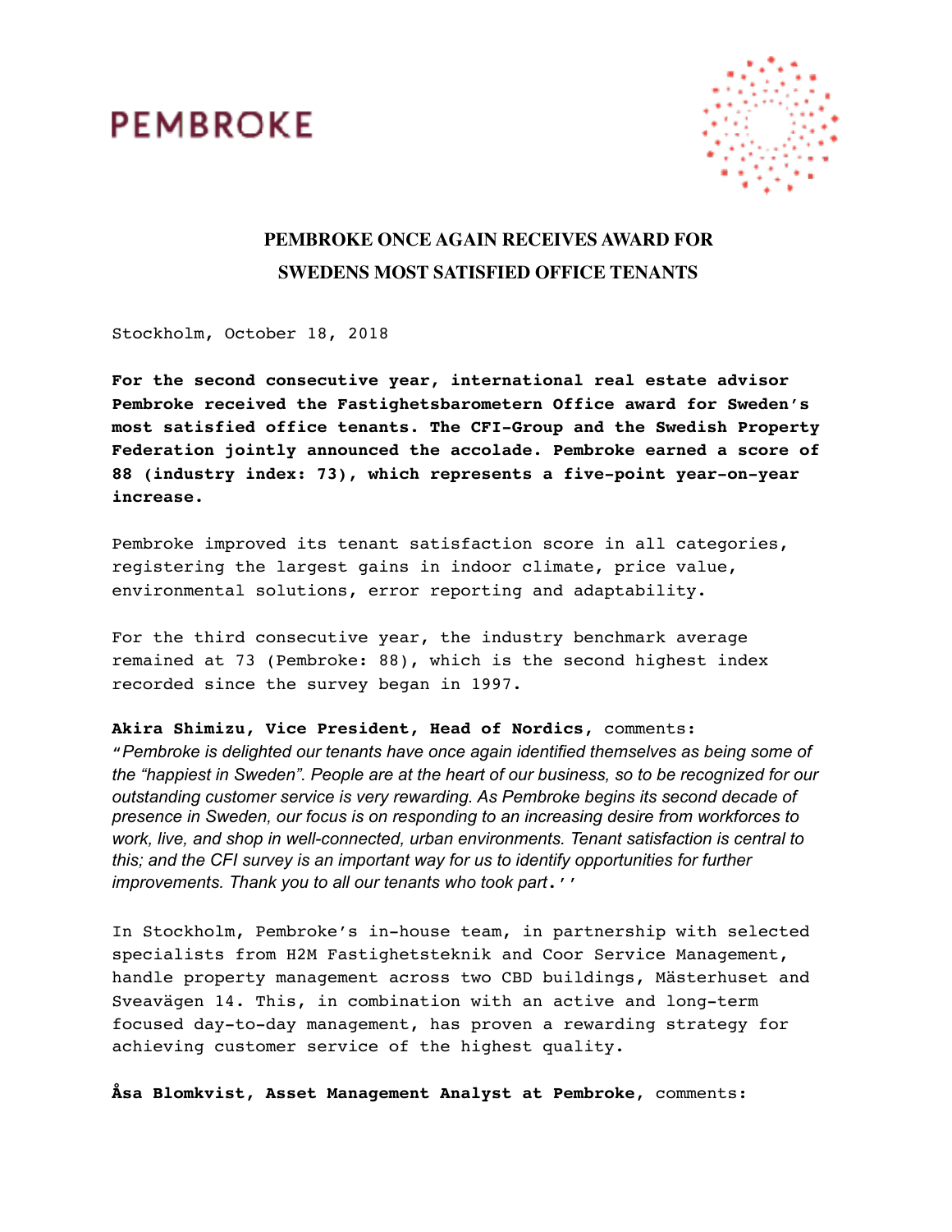PEMBROKE

# PEMBROKE ONCE AGAIN RECEIVES AWARD FOR SWEDENS MOST SATISFIED OFFICE TENANTS

Stockholm, October 18, 2018

**For the second consecutive year, international real estate advisor Pembroke received the Fastighetsbarometern Office award for Sweden's most satisfied office tenants. The CFI-Group and the Swedish Property Federation jointly announced the accolade. Pembroke earned a score of 88 (industry index: 73), which represents a five-point year-on-year increase.**

Pembroke improved its tenant satisfaction score in all categories, registering the largest gains in indoor climate, price value, environmental solutions, error reporting and adaptability.

For the third consecutive year, the industry benchmark average remained at 73 (Pembroke: 88), which is the second highest index recorded since the survey began in 1997.

**Akira Shimizu, Vice President, Head of Nordics,** comments:
*"Pembroke is delighted our tenants have once again identified themselves as being some of the "happiest in Sweden". People are at the heart of our business, so to be recognized for our outstanding customer service is very rewarding. As Pembroke begins its second decade of presence in Sweden, our focus is on responding to an increasing desire from workforces to work, live, and shop in well-connected, urban environments. Tenant satisfaction is central to this; and the CFI survey is an important way for us to identify opportunities for further improvements. Thank you to all our tenants who took part."*

In Stockholm, Pembroke's in-house team, in partnership with selected specialists from H2M Fastighetsteknik and Coor Service Management, handle property management across two CBD buildings, Mästerhuset and Sveavägen 14. This, in combination with an active and long-term focused day-to-day management, has proven a rewarding strategy for achieving customer service of the highest quality.

**Åsa Blomkvist, Asset Management Analyst at Pembroke,** comments: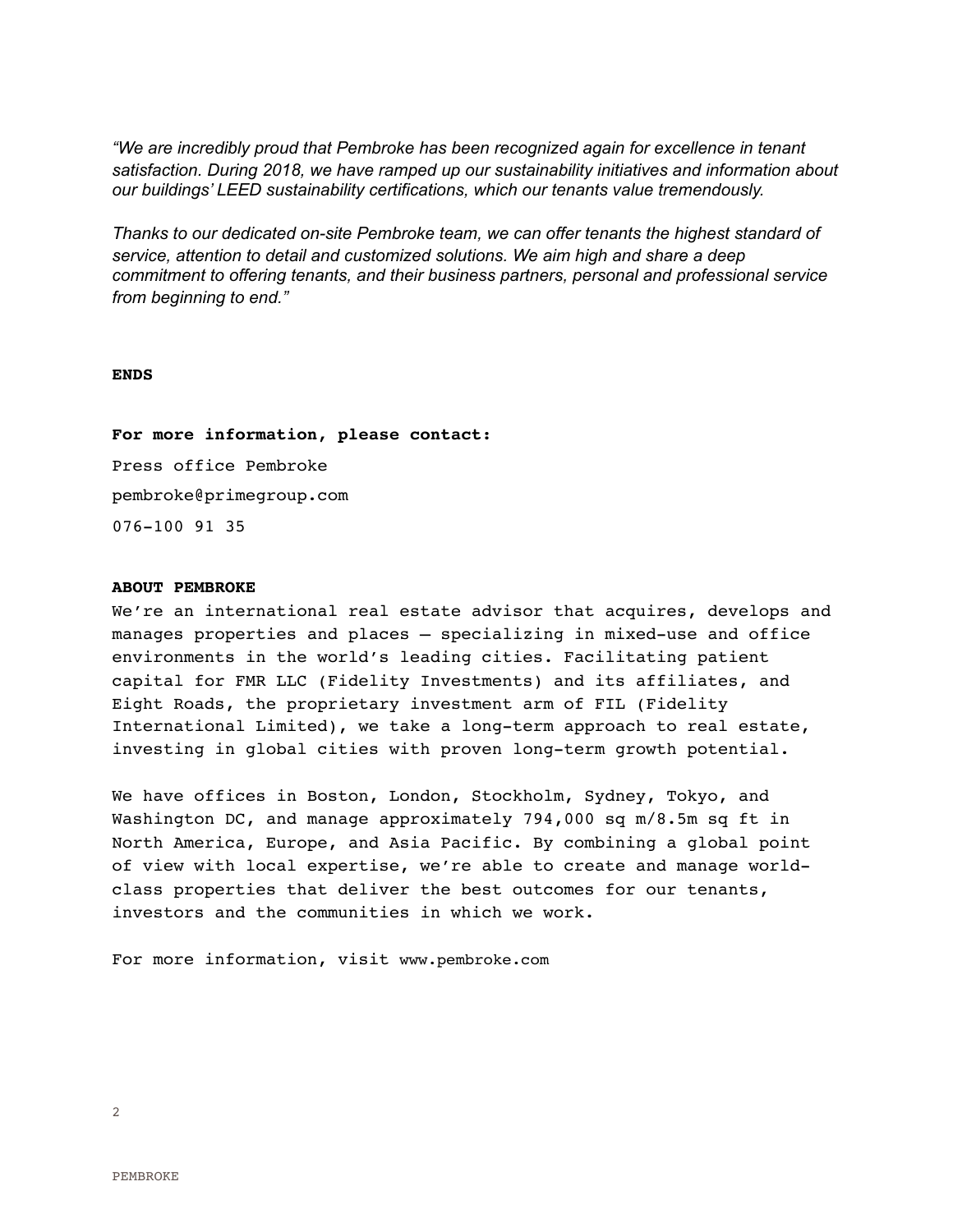*"We are incredibly proud that Pembroke has been recognized again for excellence in tenant satisfaction. During 2018, we have ramped up our sustainability initiatives and information about our buildings' LEED sustainability certifications, which our tenants value tremendously.*

*Thanks to our dedicated on-site Pembroke team, we can offer tenants the highest standard of service, attention to detail and customized solutions. We aim high and share a deep commitment to offering tenants, and their business partners, personal and professional service from beginning to end."*

**ENDS**

**For more information, please contact:**

Press office Pembroke

pembroke@primegroup.com

076-100 91 35

**ABOUT PEMBROKE**

We're an international real estate advisor that acquires, develops and manages properties and places – specializing in mixed-use and office environments in the world's leading cities. Facilitating patient capital for FMR LLC (Fidelity Investments) and its affiliates, and Eight Roads, the proprietary investment arm of FIL (Fidelity International Limited), we take a long-term approach to real estate, investing in global cities with proven long-term growth potential.

We have offices in Boston, London, Stockholm, Sydney, Tokyo, and Washington DC, and manage approximately 794,000 sq m/8.5m sq ft in North America, Europe, and Asia Pacific. By combining a global point of view with local expertise, we're able to create and manage world-class properties that deliver the best outcomes for our tenants, investors and the communities in which we work.

For more information, visit www.pembroke.com